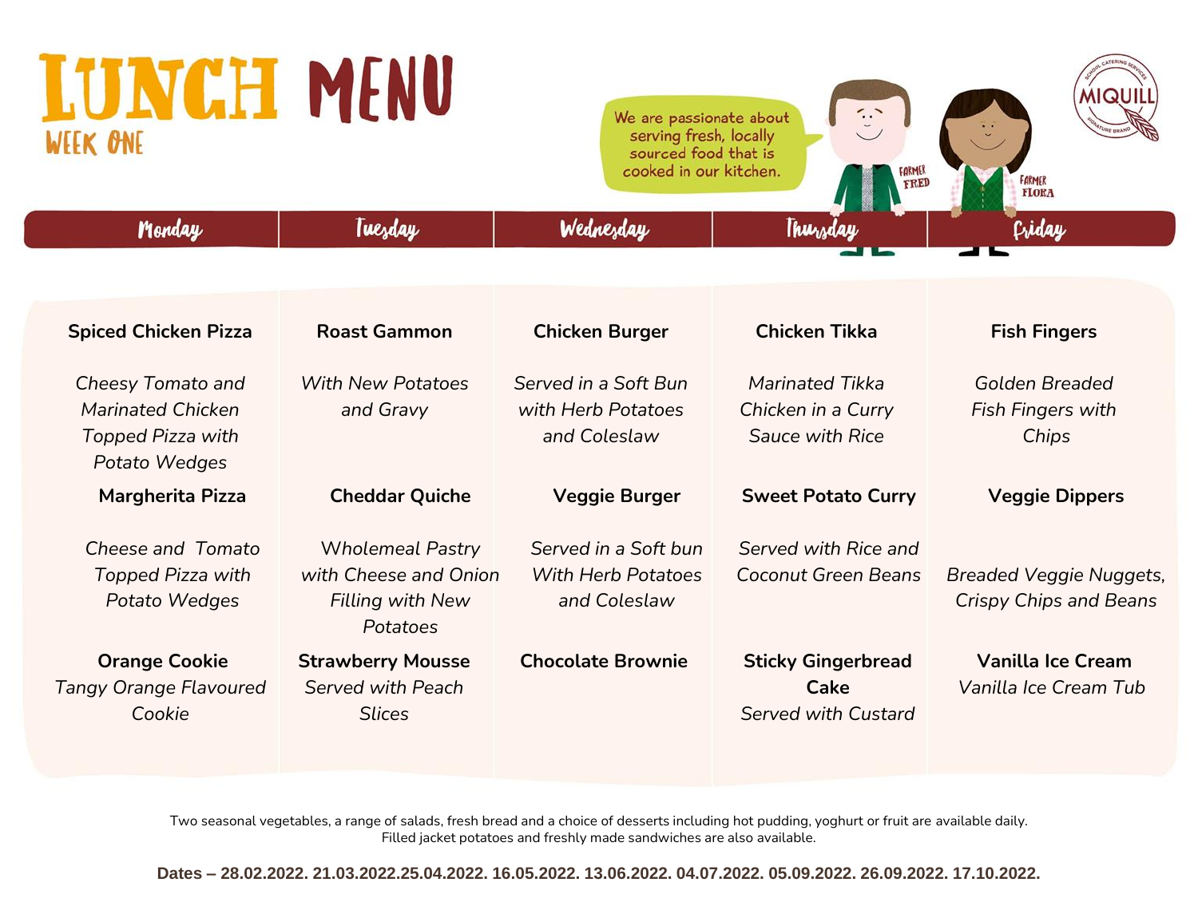# LUNCH MENU

## WEEK ONE

We are passionate about serving fresh, locally sourced food that is cooked in our kitchen.

FARMER FRED

FARMER FLORA

MIQUILL

| Monday | Tuesday | Wednesday | Thursday | Friday |
|---|---|---|---|---|
| **Spiced Chicken Pizza**<br>*Cheesy Tomato and Marinated Chicken Topped Pizza with Potato Wedges* | **Roast Gammon**<br>*With New Potatoes and Gravy* | **Chicken Burger**<br>*Served in a Soft Bun with Herb Potatoes and Coleslaw* | **Chicken Tikka**<br>*Marinated Tikka Chicken in a Curry Sauce with Rice* | **Fish Fingers**<br>*Golden Breaded Fish Fingers with Chips* |
| **Margherita Pizza**<br>*Cheese and Tomato Topped Pizza with Potato Wedges* | **Cheddar Quiche**<br>*Wholemeal Pastry with Cheese and Onion Filling with New Potatoes* | **Veggie Burger**<br>*Served in a Soft bun With Herb Potatoes and Coleslaw* | **Sweet Potato Curry**<br>*Served with Rice and Coconut Green Beans* | **Veggie Dippers**<br>*Breaded Veggie Nuggets, Crispy Chips and Beans* |
| **Orange Cookie**<br>*Tangy Orange Flavoured Cookie* | **Strawberry Mousse**<br>*Served with Peach Slices* | **Chocolate Brownie** | **Sticky Gingerbread Cake**<br>*Served with Custard* | **Vanilla Ice Cream**<br>*Vanilla Ice Cream Tub* |

Two seasonal vegetables, a range of salads, fresh bread and a choice of desserts including hot pudding, yoghurt or fruit are available daily.
Filled jacket potatoes and freshly made sandwiches are also available.

**Dates – 28.02.2022. 21.03.2022.25.04.2022. 16.05.2022. 13.06.2022. 04.07.2022. 05.09.2022. 26.09.2022. 17.10.2022.**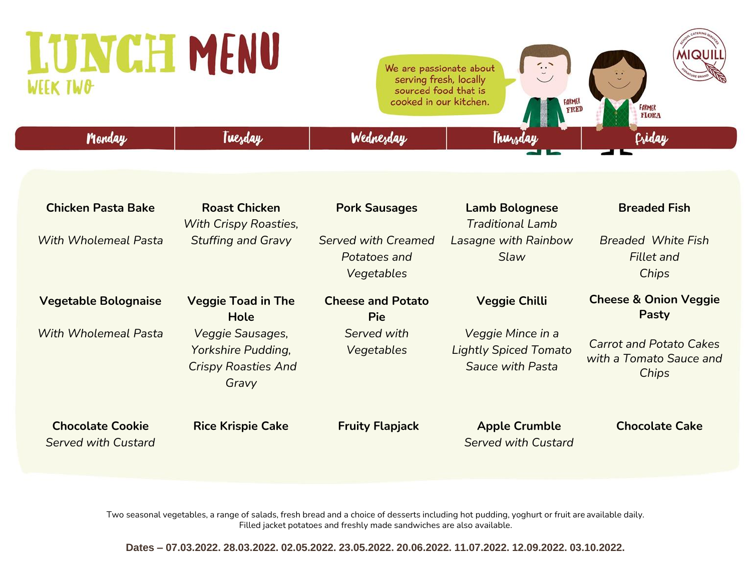# LUNCH MENU

## WEEK TWO

We are passionate about serving fresh, locally sourced food that is cooked in our kitchen.

FARMER FRED

FARMER FLORA

MIQUILL

| Monday | Tuesday | Wednesday | Thursday | Friday |
|---|---|---|---|---|
| **Chicken Pasta Bake** *With Wholemeal Pasta* | **Roast Chicken** *With Crispy Roasties, Stuffing and Gravy* | **Pork Sausages** *Served with Creamed Potatoes and Vegetables* | **Lamb Bolognese** *Traditional Lamb Lasagne with Rainbow Slaw* | **Breaded Fish** *Breaded White Fish Fillet and Chips* |
| **Vegetable Bolognaise** *With Wholemeal Pasta* | **Veggie Toad in The Hole** *Veggie Sausages, Yorkshire Pudding, Crispy Roasties And Gravy* | **Cheese and Potato Pie** *Served with Vegetables* | **Veggie Chilli** *Veggie Mince in a Lightly Spiced Tomato Sauce with Pasta* | **Cheese & Onion Veggie Pasty** *Carrot and Potato Cakes with a Tomato Sauce and Chips* |
| **Chocolate Cookie** *Served with Custard* | **Rice Krispie Cake** | **Fruity Flapjack** | **Apple Crumble** *Served with Custard* | **Chocolate Cake** |

Two seasonal vegetables, a range of salads, fresh bread and a choice of desserts including hot pudding, yoghurt or fruit are available daily.
Filled jacket potatoes and freshly made sandwiches are also available.

**Dates – 07.03.2022. 28.03.2022. 02.05.2022. 23.05.2022. 20.06.2022. 11.07.2022. 12.09.2022. 03.10.2022.**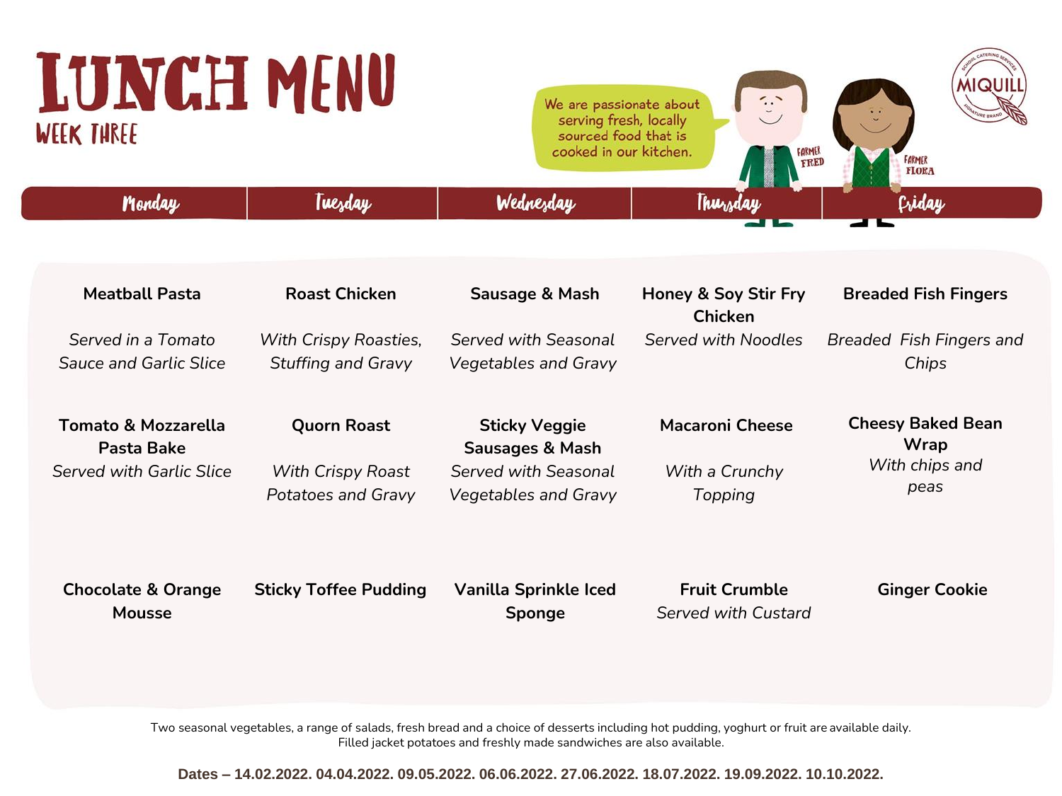# LUNCH MENU

## WEEK THREE

We are passionate about serving fresh, locally sourced food that is cooked in our kitchen.

FARMER FRED

FARMER FLORA

MIQUILL

| Monday | Tuesday | Wednesday | Thursday | Friday |
|---|---|---|---|---|
| **Meatball Pasta**<br>*Served in a Tomato Sauce and Garlic Slice* | **Roast Chicken**<br>*With Crispy Roasties, Stuffing and Gravy* | **Sausage & Mash**<br>*Served with Seasonal Vegetables and Gravy* | **Honey & Soy Stir Fry Chicken**<br>*Served with Noodles* | **Breaded Fish Fingers**<br>*Breaded Fish Fingers and Chips* |
| **Tomato & Mozzarella Pasta Bake**<br>*Served with Garlic Slice* | **Quorn Roast**<br>*With Crispy Roast Potatoes and Gravy* | **Sticky Veggie Sausages & Mash**<br>*Served with Seasonal Vegetables and Gravy* | **Macaroni Cheese**<br>*With a Crunchy Topping* | **Cheesy Baked Bean Wrap**<br>*With chips and peas* |
| **Chocolate & Orange Mousse** | **Sticky Toffee Pudding** | **Vanilla Sprinkle Iced Sponge** | **Fruit Crumble**<br>*Served with Custard* | **Ginger Cookie** |

Two seasonal vegetables, a range of salads, fresh bread and a choice of desserts including hot pudding, yoghurt or fruit are available daily.
Filled jacket potatoes and freshly made sandwiches are also available.

**Dates – 14.02.2022. 04.04.2022. 09.05.2022. 06.06.2022. 27.06.2022. 18.07.2022. 19.09.2022. 10.10.2022.**